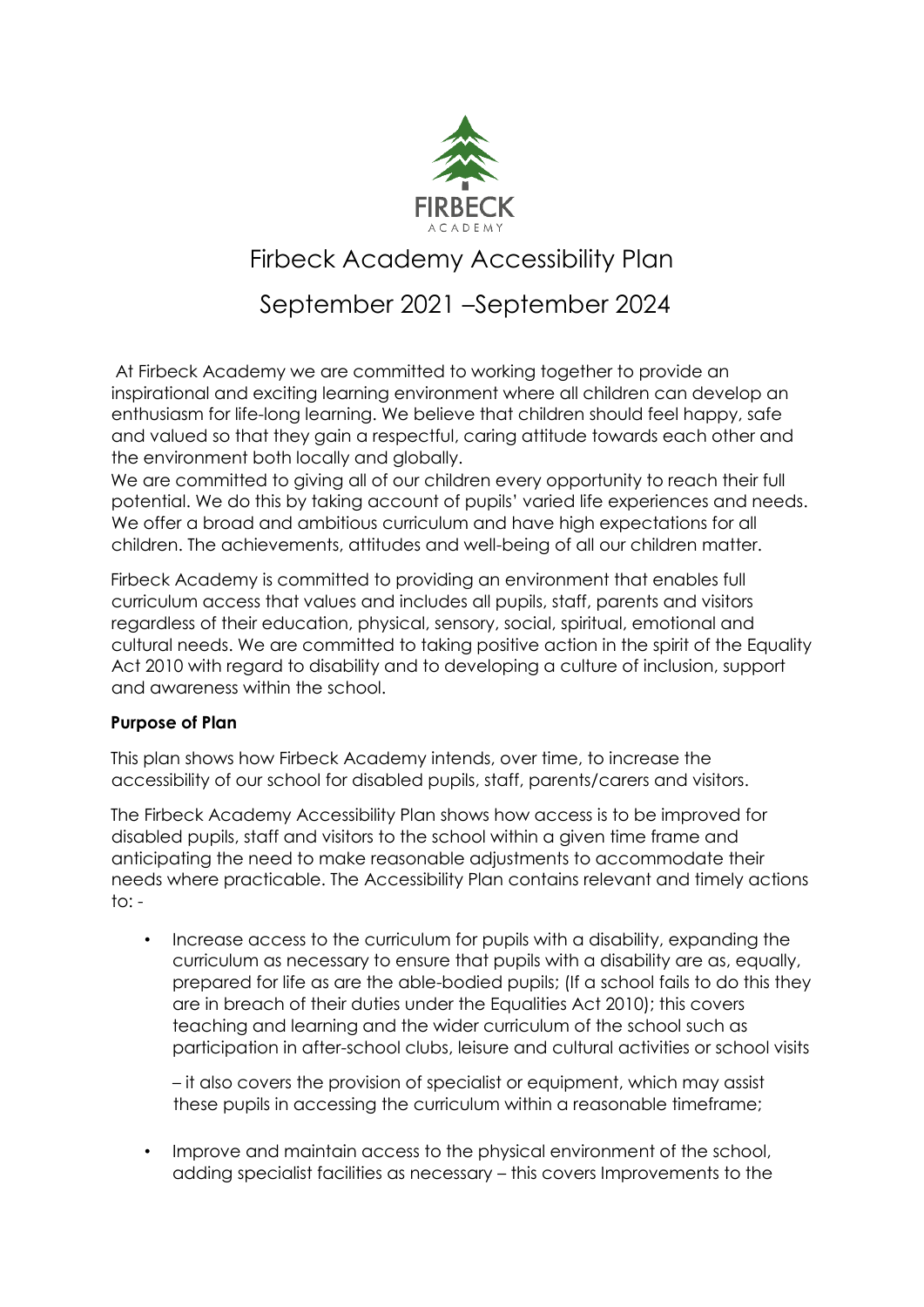# Firbeck Academy Accessibility Plan

## September 2021 –September 2024

At Firbeck Academy we are committed to working together to provide an inspirational and exciting learning environment where all children can develop an enthusiasm for life-long learning. We believe that children should feel happy, safe and valued so that they gain a respectful, caring attitude towards each other and the environment both locally and globally.

We are committed to giving all of our children every opportunity to reach their full potential. We do this by taking account of pupils' varied life experiences and needs. We offer a broad and ambitious curriculum and have high expectations for all children. The achievements, attitudes and well-being of all our children matter.

Firbeck Academy is committed to providing an environment that enables full curriculum access that values and includes all pupils, staff, parents and visitors regardless of their education, physical, sensory, social, spiritual, emotional and cultural needs. We are committed to taking positive action in the spirit of the Equality Act 2010 with regard to disability and to developing a culture of inclusion, support and awareness within the school.

**Purpose of Plan**

This plan shows how Firbeck Academy intends, over time, to increase the accessibility of our school for disabled pupils, staff, parents/carers and visitors.

The Firbeck Academy Accessibility Plan shows how access is to be improved for disabled pupils, staff and visitors to the school within a given time frame and anticipating the need to make reasonable adjustments to accommodate their needs where practicable. The Accessibility Plan contains relevant and timely actions to: -

- Increase access to the curriculum for pupils with a disability, expanding the curriculum as necessary to ensure that pupils with a disability are as, equally, prepared for life as are the able-bodied pupils; (If a school fails to do this they are in breach of their duties under the Equalities Act 2010); this covers teaching and learning and the wider curriculum of the school such as participation in after-school clubs, leisure and cultural activities or school visits

  – it also covers the provision of specialist or equipment, which may assist these pupils in accessing the curriculum within a reasonable timeframe;

- Improve and maintain access to the physical environment of the school, adding specialist facilities as necessary – this covers Improvements to the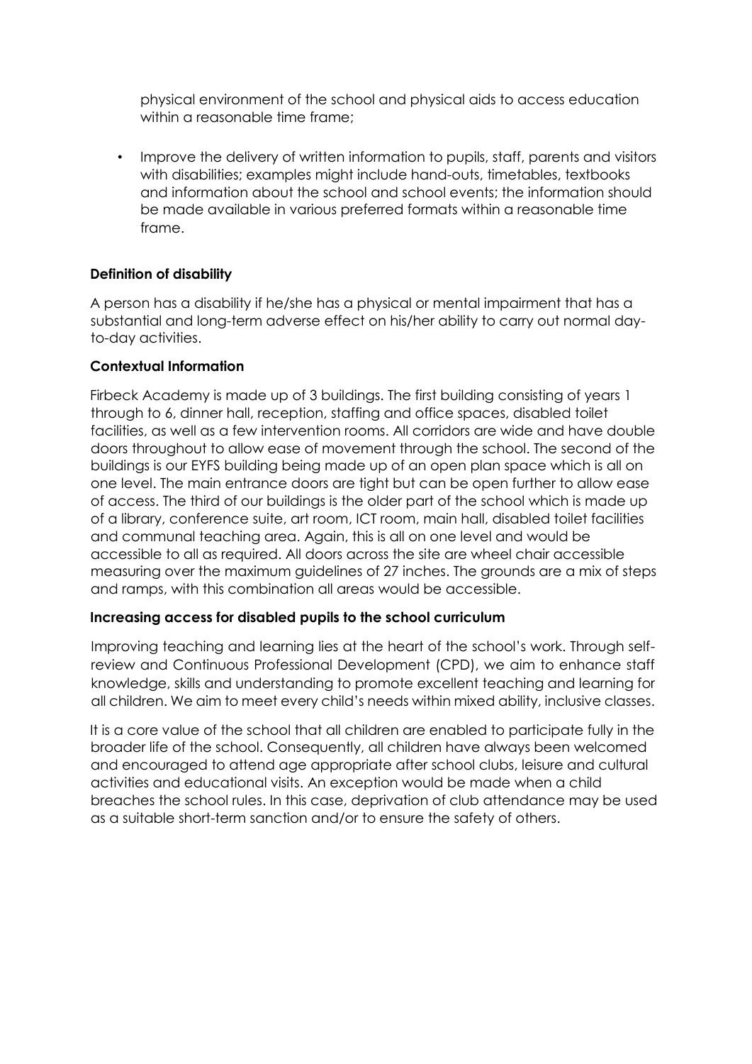physical environment of the school and physical aids to access education within a reasonable time frame;

- Improve the delivery of written information to pupils, staff, parents and visitors with disabilities; examples might include hand-outs, timetables, textbooks and information about the school and school events; the information should be made available in various preferred formats within a reasonable time frame.

**Definition of disability**

A person has a disability if he/she has a physical or mental impairment that has a substantial and long-term adverse effect on his/her ability to carry out normal day-to-day activities.

**Contextual Information**

Firbeck Academy is made up of 3 buildings. The first building consisting of years 1 through to 6, dinner hall, reception, staffing and office spaces, disabled toilet facilities, as well as a few intervention rooms. All corridors are wide and have double doors throughout to allow ease of movement through the school. The second of the buildings is our EYFS building being made up of an open plan space which is all on one level. The main entrance doors are tight but can be open further to allow ease of access. The third of our buildings is the older part of the school which is made up of a library, conference suite, art room, ICT room, main hall, disabled toilet facilities and communal teaching area. Again, this is all on one level and would be accessible to all as required. All doors across the site are wheel chair accessible measuring over the maximum guidelines of 27 inches. The grounds are a mix of steps and ramps, with this combination all areas would be accessible.

**Increasing access for disabled pupils to the school curriculum**

Improving teaching and learning lies at the heart of the school's work. Through self-review and Continuous Professional Development (CPD), we aim to enhance staff knowledge, skills and understanding to promote excellent teaching and learning for all children. We aim to meet every child's needs within mixed ability, inclusive classes.

It is a core value of the school that all children are enabled to participate fully in the broader life of the school. Consequently, all children have always been welcomed and encouraged to attend age appropriate after school clubs, leisure and cultural activities and educational visits. An exception would be made when a child breaches the school rules. In this case, deprivation of club attendance may be used as a suitable short-term sanction and/or to ensure the safety of others.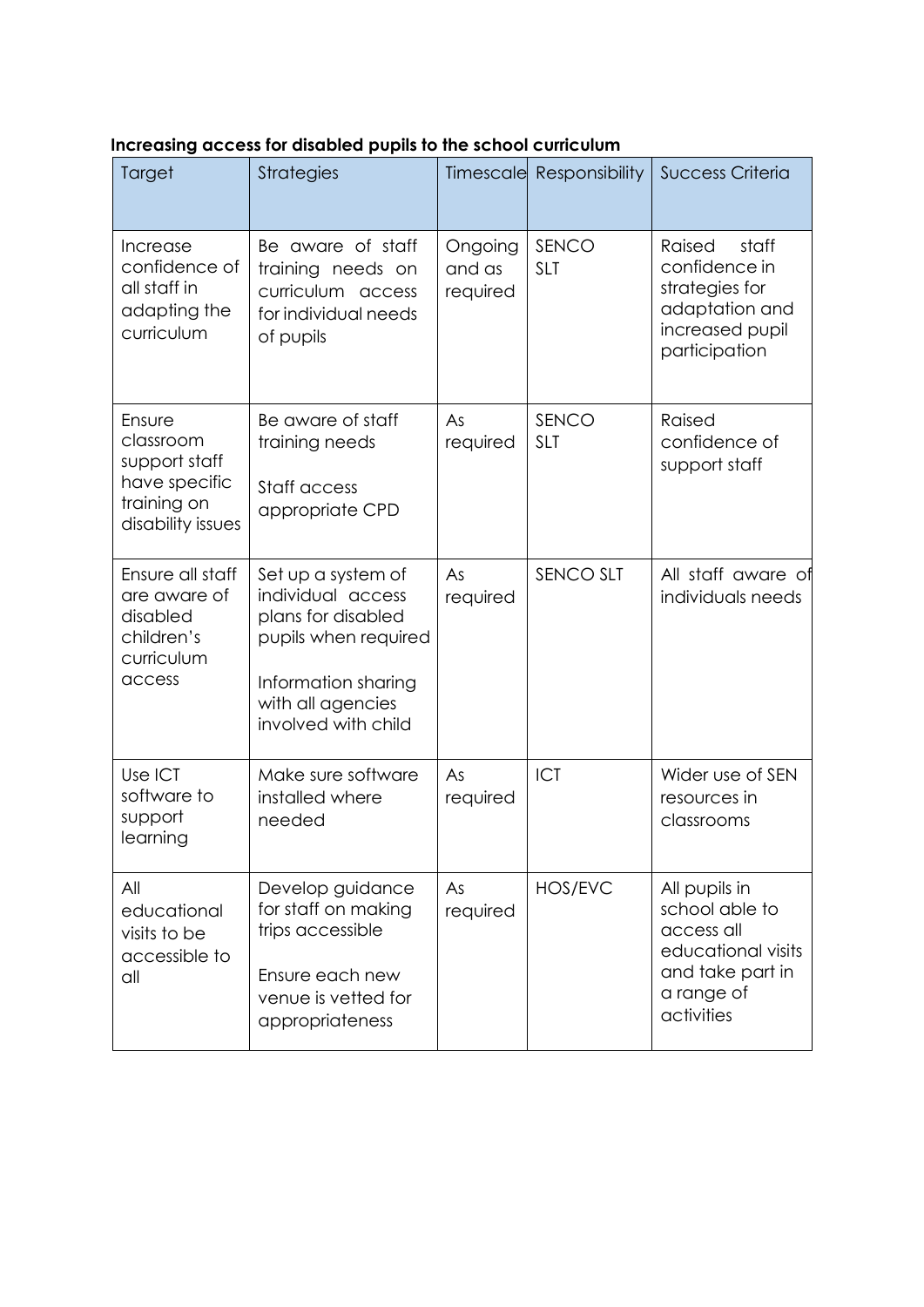**Increasing access for disabled pupils to the school curriculum**

| Target | Strategies | Timescale | Responsibility | Success Criteria |
|---|---|---|---|---|
| Increase confidence of all staff in adapting the curriculum | Be aware of staff training needs on curriculum access for individual needs of pupils | Ongoing and as required | SENCO SLT | Raised staff confidence in strategies for adaptation and increased pupil participation |
| Ensure classroom support staff have specific training on disability issues | Be aware of staff training needs<br><br>Staff access appropriate CPD | As required | SENCO SLT | Raised confidence of support staff |
| Ensure all staff are aware of disabled children's curriculum access | Set up a system of individual access plans for disabled pupils when required<br><br>Information sharing with all agencies involved with child | As required | SENCO SLT | All staff aware of individuals needs |
| Use ICT software to support learning | Make sure software installed where needed | As required | ICT | Wider use of SEN resources in classrooms |
| All educational visits to be accessible to all | Develop guidance for staff on making trips accessible<br><br>Ensure each new venue is vetted for appropriateness | As required | HOS/EVC | All pupils in school able to access all educational visits and take part in a range of activities |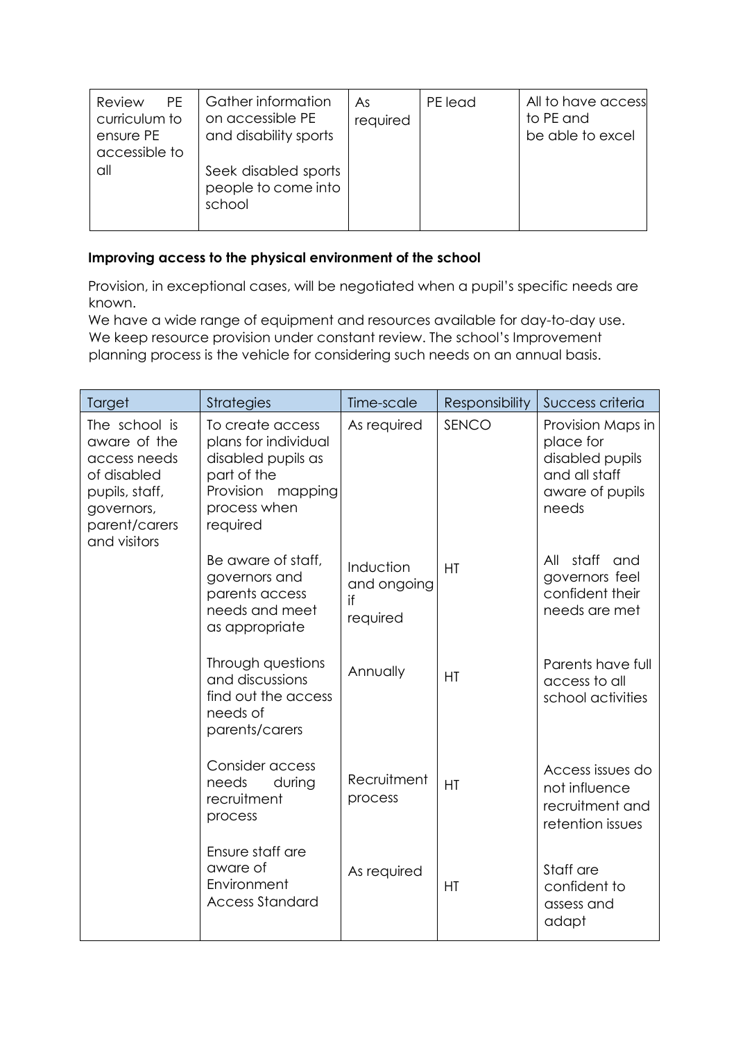| Review PE curriculum to ensure PE accessible to all | Gather information on accessible PE and disability sports<br><br>Seek disabled sports people to come into school | As required | PE lead | All to have access to PE and be able to excel |
|---|---|---|---|---|

**Improving access to the physical environment of the school**

Provision, in exceptional cases, will be negotiated when a pupil's specific needs are known.
We have a wide range of equipment and resources available for day-to-day use. We keep resource provision under constant review. The school's Improvement planning process is the vehicle for considering such needs on an annual basis.

| Target | Strategies | Time-scale | Responsibility | Success criteria |
|---|---|---|---|---|
| The school is aware of the access needs of disabled pupils, staff, governors, parent/carers and visitors | To create access plans for individual disabled pupils as part of the Provision mapping process when required | As required | SENCO | Provision Maps in place for disabled pupils and all staff aware of pupils needs |
| | Be aware of staff, governors and parents access needs and meet as appropriate | Induction and ongoing if required | HT | All staff and governors feel confident their needs are met |
| | Through questions and discussions find out the access needs of parents/carers | Annually | HT | Parents have full access to all school activities |
| | Consider access needs during recruitment process | Recruitment process | HT | Access issues do not influence recruitment and retention issues |
| | Ensure staff are aware of Environment Access Standard | As required | HT | Staff are confident to assess and adapt |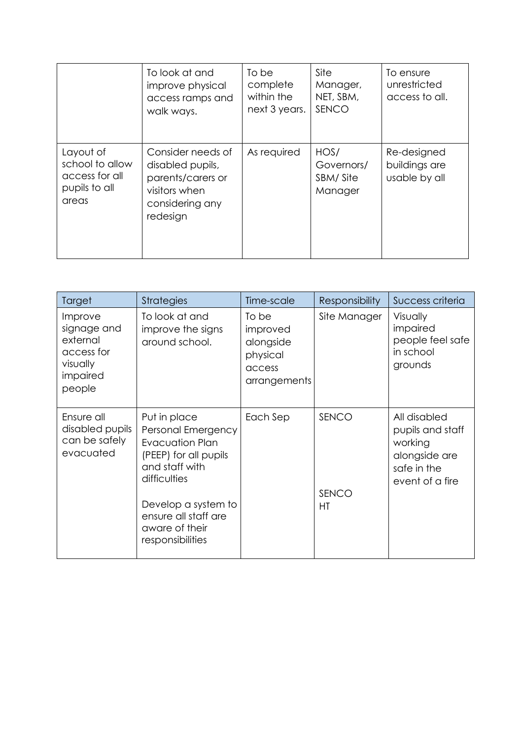| | | | | |
|---|---|---|---|---|
| | To look at and improve physical access ramps and walk ways. | To be complete within the next 3 years. | Site Manager, NET, SBM, SENCO | To ensure unrestricted access to all. |
| Layout of school to allow access for all pupils to all areas | Consider needs of disabled pupils, parents/carers or visitors when considering any redesign | As required | HOS/ Governors/ SBM/ Site Manager | Re-designed buildings are usable by all |

| Target | Strategies | Time-scale | Responsibility | Success criteria |
|---|---|---|---|---|
| Improve signage and external access for visually impaired people | To look at and improve the signs around school. | To be improved alongside physical access arrangements | Site Manager | Visually impaired people feel safe in school grounds |
| Ensure all disabled pupils can be safely evacuated | Put in place Personal Emergency Evacuation Plan (PEEP) for all pupils and staff with difficulties<br><br>Develop a system to ensure all staff are aware of their responsibilities | Each Sep | SENCO<br><br>SENCO HT | All disabled pupils and staff working alongside are safe in the event of a fire |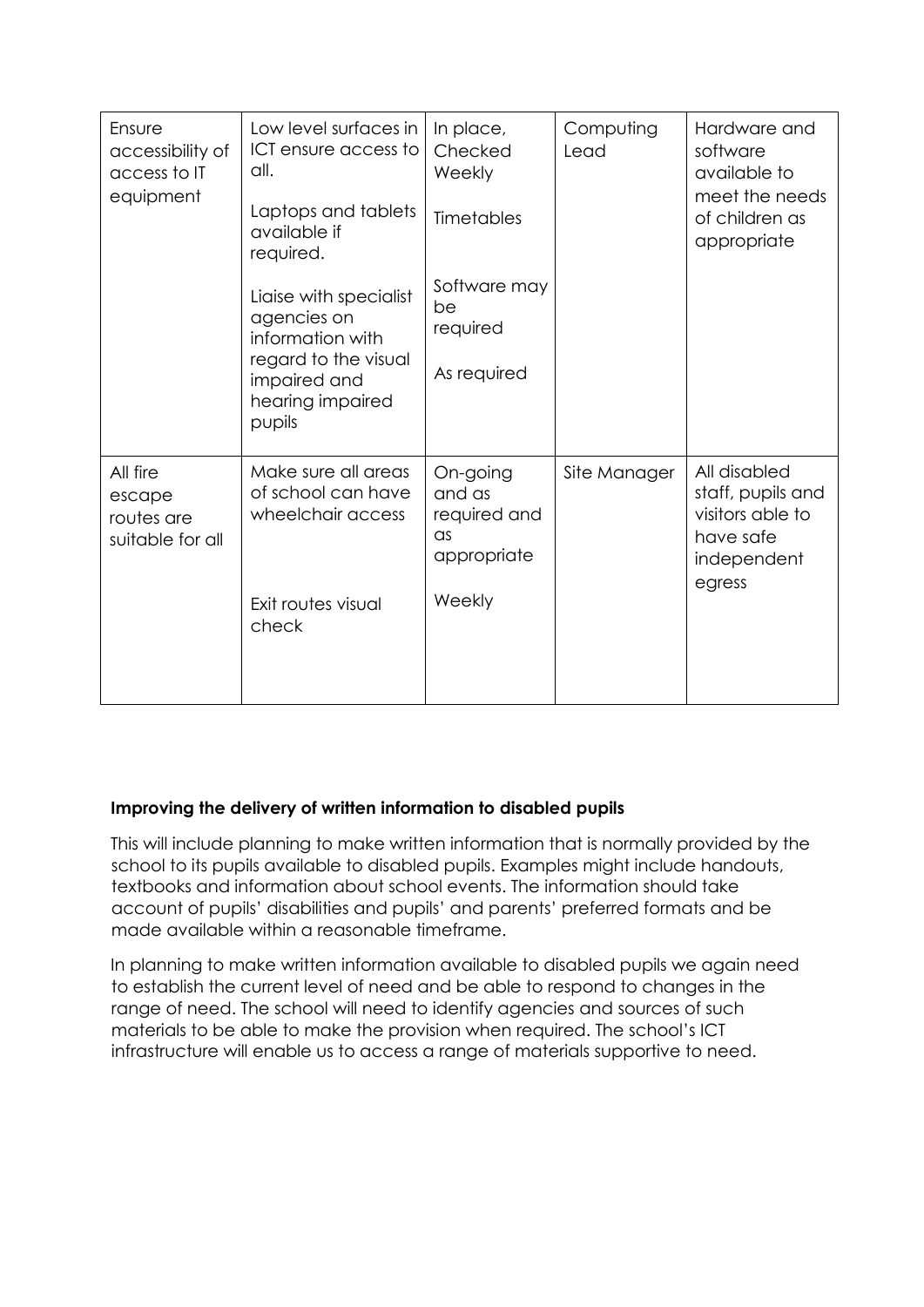| Ensure accessibility of access to IT equipment | Low level surfaces in ICT ensure access to all.<br><br>Laptops and tablets available if required.<br><br>Liaise with specialist agencies on information with regard to the visual impaired and hearing impaired pupils | In place, Checked Weekly<br><br>Timetables<br><br>Software may be required<br><br>As required | Computing Lead | Hardware and software available to meet the needs of children as appropriate |
|---|---|---|---|---|
| All fire escape routes are suitable for all | Make sure all areas of school can have wheelchair access<br><br>Exit routes visual check | On-going and as required and as appropriate<br><br>Weekly | Site Manager | All disabled staff, pupils and visitors able to have safe independent egress |

**Improving the delivery of written information to disabled pupils**

This will include planning to make written information that is normally provided by the school to its pupils available to disabled pupils. Examples might include handouts, textbooks and information about school events. The information should take account of pupils' disabilities and pupils' and parents' preferred formats and be made available within a reasonable timeframe.

In planning to make written information available to disabled pupils we again need to establish the current level of need and be able to respond to changes in the range of need. The school will need to identify agencies and sources of such materials to be able to make the provision when required. The school's ICT infrastructure will enable us to access a range of materials supportive to need.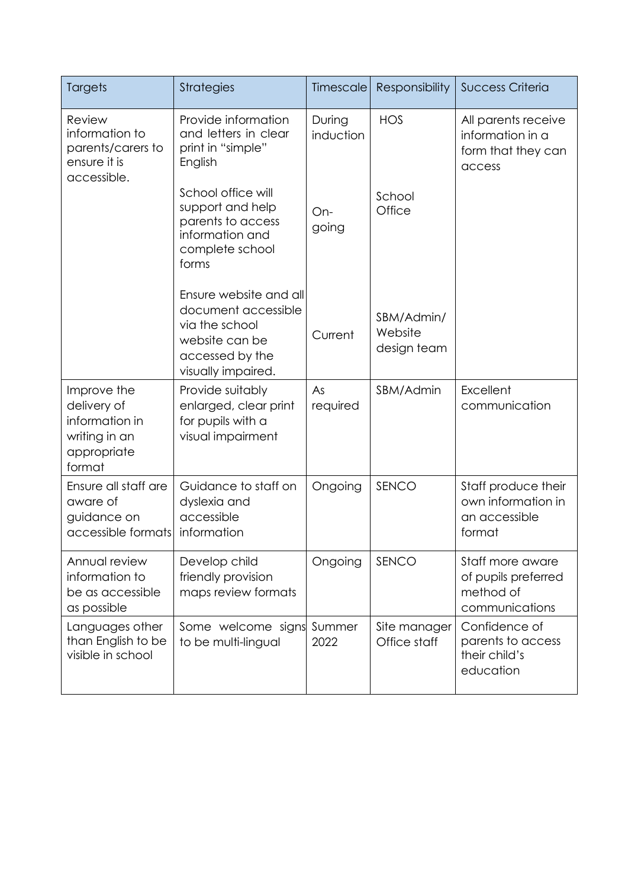| Targets | Strategies | Timescale | Responsibility | Success Criteria |
|---|---|---|---|---|
| Review information to parents/carers to ensure it is accessible. | Provide information and letters in clear print in "simple" English | During induction | HOS | All parents receive information in a form that they can access |
| | School office will support and help parents to access information and complete school forms | On-going | School Office | |
| | Ensure website and all document accessible via the school website can be accessed by the visually impaired. | Current | SBM/Admin/ Website design team | |
| Improve the delivery of information in writing in an appropriate format | Provide suitably enlarged, clear print for pupils with a visual impairment | As required | SBM/Admin | Excellent communication |
| Ensure all staff are aware of guidance on accessible formats | Guidance to staff on dyslexia and accessible information | Ongoing | SENCO | Staff produce their own information in an accessible format |
| Annual review information to be as accessible as possible | Develop child friendly provision maps review formats | Ongoing | SENCO | Staff more aware of pupils preferred method of communications |
| Languages other than English to be visible in school | Some welcome signs to be multi-lingual | Summer 2022 | Site manager Office staff | Confidence of parents to access their child's education |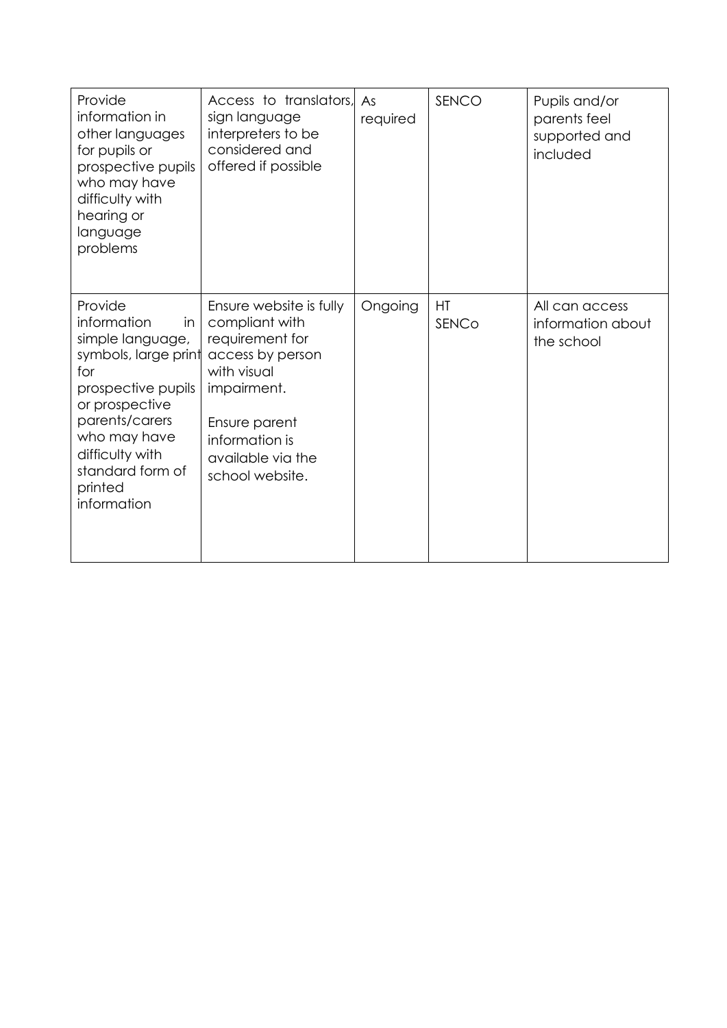| | | | | |
|---|---|---|---|---|
| Provide information in other languages for pupils or prospective pupils who may have difficulty with hearing or language problems | Access to translators, sign language interpreters to be considered and offered if possible | As required | SENCO | Pupils and/or parents feel supported and included |
| Provide information in simple language, symbols, large print for prospective pupils or prospective parents/carers who may have difficulty with standard form of printed information | Ensure website is fully compliant with requirement for access by person with visual impairment.<br><br>Ensure parent information is available via the school website. | Ongoing | HT<br>SENCo | All can access information about the school |